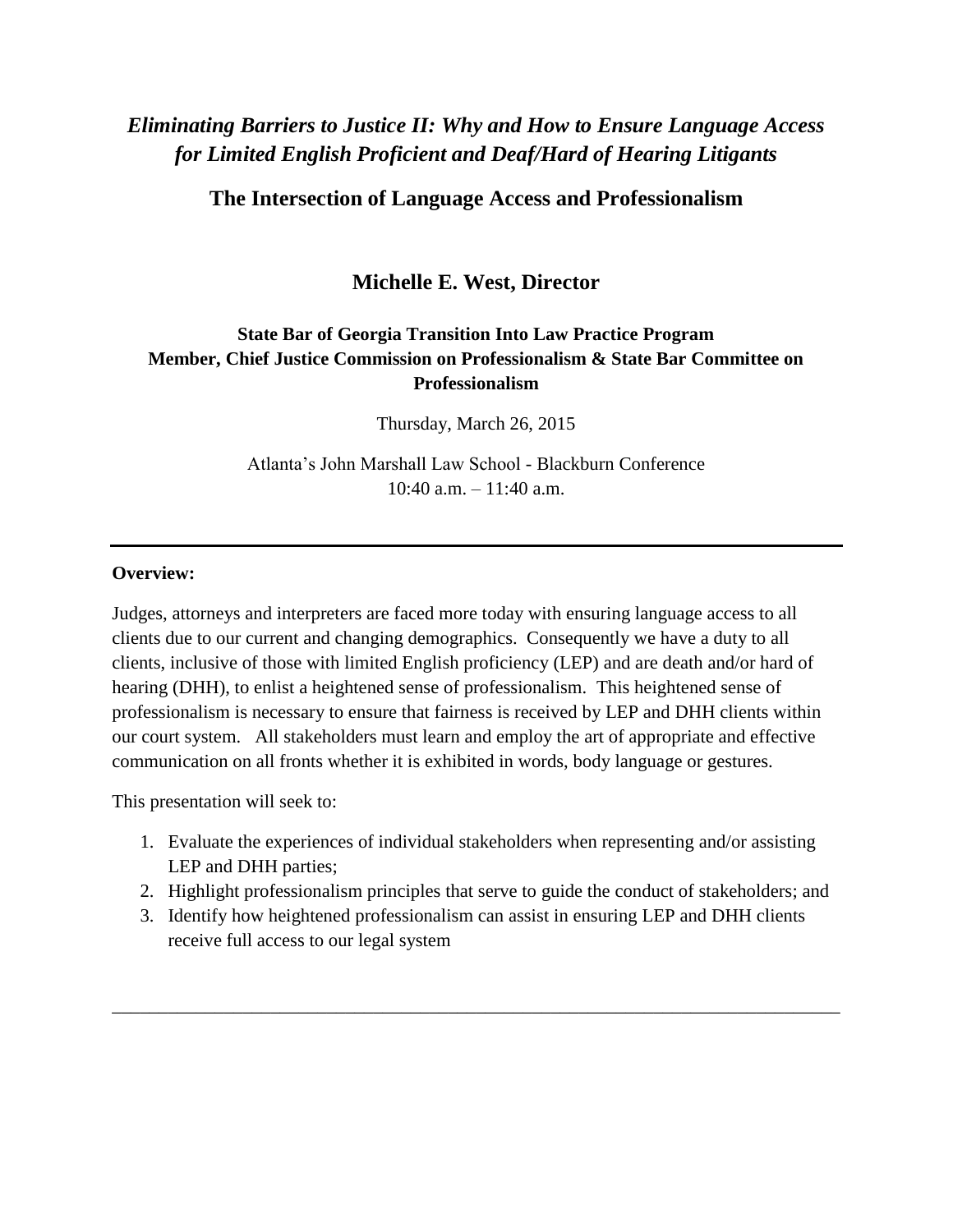# *Eliminating Barriers to Justice II: Why and How to Ensure Language Access for Limited English Proficient and Deaf/Hard of Hearing Litigants*

## The Intersection of Language Access and Professionalism

### Michelle E. West, Director

**State Bar of Georgia Transition Into Law Practice Program**
**Member, Chief Justice Commission on Professionalism & State Bar Committee on Professionalism**

Thursday, March 26, 2015

Atlanta's John Marshall Law School - Blackburn Conference
10:40 a.m. – 11:40 a.m.

---

**Overview:**

Judges, attorneys and interpreters are faced more today with ensuring language access to all clients due to our current and changing demographics. Consequently we have a duty to all clients, inclusive of those with limited English proficiency (LEP) and are death and/or hard of hearing (DHH), to enlist a heightened sense of professionalism. This heightened sense of professionalism is necessary to ensure that fairness is received by LEP and DHH clients within our court system. All stakeholders must learn and employ the art of appropriate and effective communication on all fronts whether it is exhibited in words, body language or gestures.

This presentation will seek to:

1. Evaluate the experiences of individual stakeholders when representing and/or assisting LEP and DHH parties;
2. Highlight professionalism principles that serve to guide the conduct of stakeholders; and
3. Identify how heightened professionalism can assist in ensuring LEP and DHH clients receive full access to our legal system

---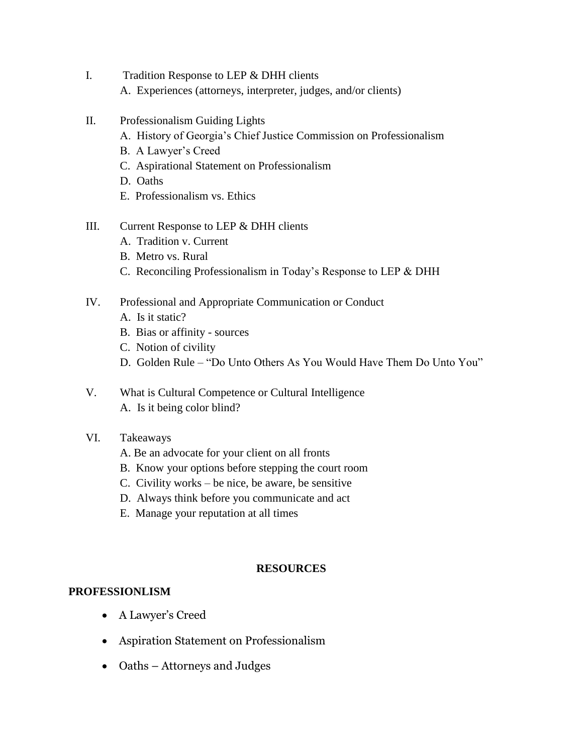I. Tradition Response to LEP & DHH clients
   A. Experiences (attorneys, interpreter, judges, and/or clients)

II. Professionalism Guiding Lights
   A. History of Georgia's Chief Justice Commission on Professionalism
   B. A Lawyer's Creed
   C. Aspirational Statement on Professionalism
   D. Oaths
   E. Professionalism vs. Ethics

III. Current Response to LEP & DHH clients
   A. Tradition v. Current
   B. Metro vs. Rural
   C. Reconciling Professionalism in Today's Response to LEP & DHH

IV. Professional and Appropriate Communication or Conduct
   A. Is it static?
   B. Bias or affinity - sources
   C. Notion of civility
   D. Golden Rule – "Do Unto Others As You Would Have Them Do Unto You"

V. What is Cultural Competence or Cultural Intelligence
   A. Is it being color blind?

VI. Takeaways
   A. Be an advocate for your client on all fronts
   B. Know your options before stepping the court room
   C. Civility works – be nice, be aware, be sensitive
   D. Always think before you communicate and act
   E. Manage your reputation at all times

## RESOURCES

**PROFESSIONLISM**

- A Lawyer's Creed
- Aspiration Statement on Professionalism
- Oaths – Attorneys and Judges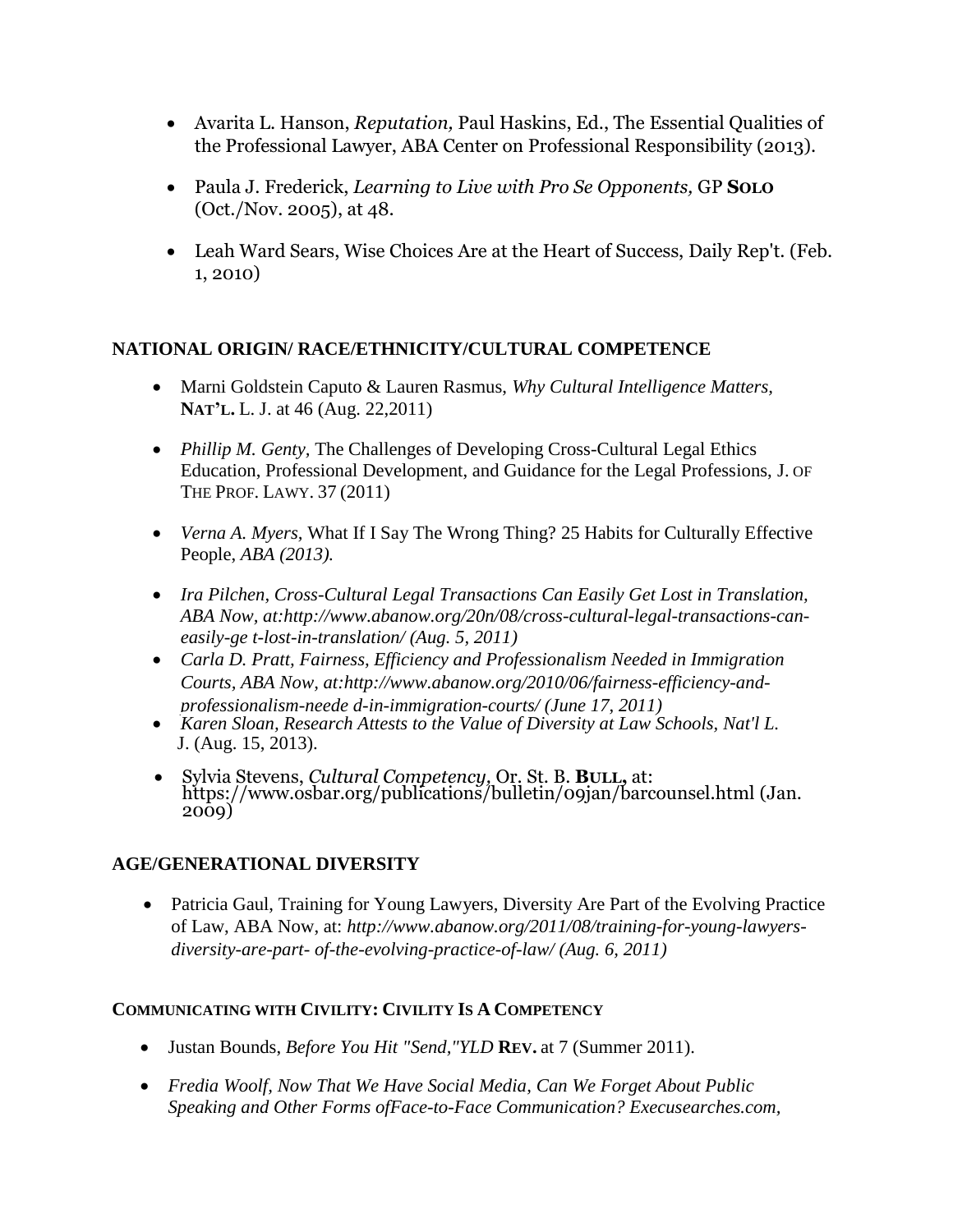- Avarita L. Hanson, *Reputation,* Paul Haskins, Ed., The Essential Qualities of the Professional Lawyer, ABA Center on Professional Responsibility (2013).

- Paula J. Frederick, *Learning to Live with Pro Se Opponents,* GP **SOLO** (Oct./Nov. 2005), at 48.

- Leah Ward Sears, Wise Choices Are at the Heart of Success, Daily Rep't. (Feb. 1, 2010)

**NATIONAL ORIGIN/ RACE/ETHNICITY/CULTURAL COMPETENCE**

- Marni Goldstein Caputo & Lauren Rasmus, *Why Cultural Intelligence Matters*, **NAT'L.** L. J. at 46 (Aug. 22,2011)

- *Phillip M. Genty,* The Challenges of Developing Cross-Cultural Legal Ethics Education, Professional Development, and Guidance for the Legal Professions, J. OF THE PROF. LAWY. 37 (2011)

- *Verna A. Myers,* What If I Say The Wrong Thing? 25 Habits for Culturally Effective People, *ABA (2013).*

- *Ira Pilchen, Cross-Cultural Legal Transactions Can Easily Get Lost in Translation, ABA Now, at:http://www.abanow.org/20n/08/cross-cultural-legal-transactions-can-easily-ge t-lost-in-translation/ (Aug. 5, 2011)*
- *Carla D. Pratt, Fairness, Efficiency and Professionalism Needed in Immigration Courts, ABA Now, at:http://www.abanow.org/2010/06/fairness-efficiency-and-professionalism-neede d-in-immigration-courts/ (June 17, 2011)*
- *Karen Sloan, Research Attests to the Value of Diversity at Law Schools, Nat'l L.* J. (Aug. 15, 2013).

- Sylvia Stevens, *Cultural Competency*, Or. St. B. **BULL,** at: https://www.osbar.org/publications/bulletin/09jan/barcounsel.html (Jan. 2009)

**AGE/GENERATIONAL DIVERSITY**

- Patricia Gaul, Training for Young Lawyers, Diversity Are Part of the Evolving Practice of Law, ABA Now, at: *http://www.abanow.org/2011/08/training-for-young-lawyers-diversity-are-part- of-the-evolving-practice-of-law/ (Aug. 6, 2011)*

**COMMUNICATING WITH CIVILITY: CIVILITY IS A COMPETENCY**

- Justan Bounds, *Before You Hit "Send,"YLD* **REV.** at 7 (Summer 2011).

- *Fredia Woolf, Now That We Have Social Media, Can We Forget About Public Speaking and Other Forms ofFace-to-Face Communication? Execusearches.com,*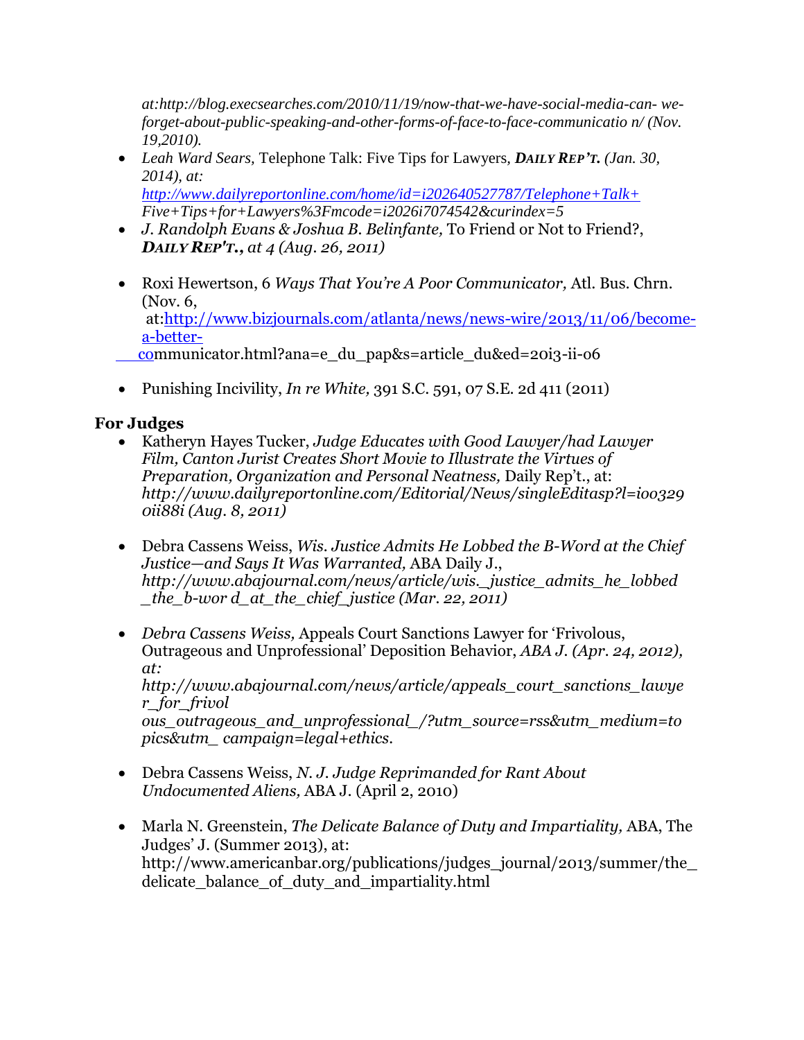*at:http://blog.execsearches.com/2010/11/19/now-that-we-have-social-media-can- we-forget-about-public-speaking-and-other-forms-of-face-to-face-communicatio n/ (Nov. 19,2010).*

- *Leah Ward Sears,* Telephone Talk: Five Tips for Lawyers, ***DAILY REP'T.*** *(Jan. 30, 2014), at: http://www.dailyreportonline.com/home/id=i202640527787/Telephone+Talk+ Five+Tips+for+Lawyers%3Fmcode=i2026i7074542&curindex=5*
- *J. Randolph Evans & Joshua B. Belinfante,* To Friend or Not to Friend?, ***DAILY REP'T.****, at 4 (Aug. 26, 2011)*
- Roxi Hewertson, 6 *Ways That You're A Poor Communicator,* Atl. Bus. Chrn. (Nov. 6, at:http://www.bizjournals.com/atlanta/news/news-wire/2013/11/06/become-a-better-communicator.html?ana=e_du_pap&s=article_du&ed=20i3-ii-o6
- Punishing Incivility, *In re White,* 391 S.C. 591, 07 S.E. 2d 411 (2011)

## For Judges

- Katheryn Hayes Tucker, *Judge Educates with Good Lawyer/had Lawyer Film, Canton Jurist Creates Short Movie to Illustrate the Virtues of Preparation, Organization and Personal Neatness,* Daily Rep't., at: *http://www.dailyreportonline.com/Editorial/News/singleEditasp?l=ioo329 0ii88i (Aug. 8, 2011)*
- Debra Cassens Weiss, *Wis. Justice Admits He Lobbed the B-Word at the Chief Justice—and Says It Was Warranted,* ABA Daily J., *http://www.abajournal.com/news/article/wis._justice_admits_he_lobbed _the_b-wor d_at_the_chief_justice (Mar. 22, 2011)*
- *Debra Cassens Weiss,* Appeals Court Sanctions Lawyer for 'Frivolous, Outrageous and Unprofessional' Deposition Behavior, *ABA J. (Apr. 24, 2012), at: http://www.abajournal.com/news/article/appeals_court_sanctions_lawye r_for_frivol ous_outrageous_and_unprofessional_/?utm_source=rss&utm_medium=to pics&utm_ campaign=legal+ethics.*
- Debra Cassens Weiss, *N. J. Judge Reprimanded for Rant About Undocumented Aliens,* ABA J. (April 2, 2010)
- Marla N. Greenstein, *The Delicate Balance of Duty and Impartiality,* ABA, The Judges' J. (Summer 2013), at: http://www.americanbar.org/publications/judges_journal/2013/summer/the_delicate_balance_of_duty_and_impartiality.html